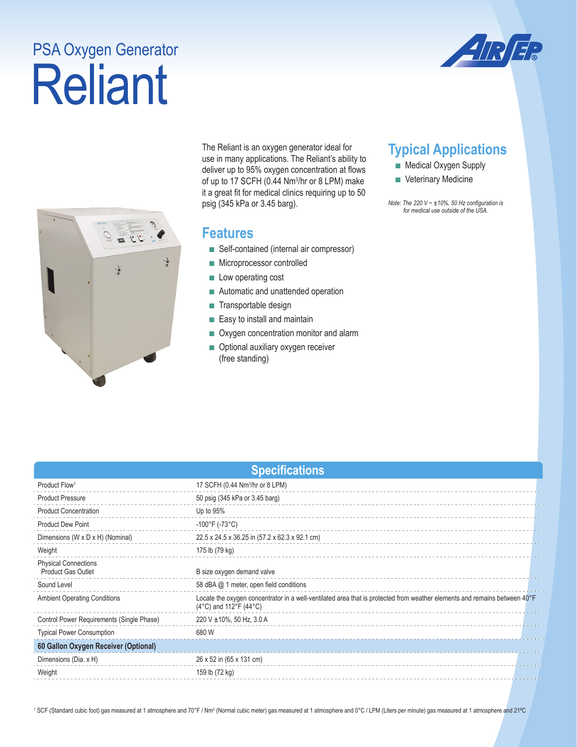PSA Oxygen Generator

# Reliant

AIRSEP®

The Reliant is an oxygen generator ideal for use in many applications. The Reliant's ability to deliver up to 95% oxygen concentration at flows of up to 17 SCFH (0.44 $Nm^3$/hr or 8 LPM) make it a great fit for medical clinics requiring up to 50 psig (345 kPa or 3.45 barg).

## Features

- Self-contained (internal air compressor)
- Microprocessor controlled
- Low operating cost
- Automatic and unattended operation
- Transportable design
- Easy to install and maintain
- Oxygen concentration monitor and alarm
- Optional auxiliary oxygen receiver (free standing)

## Typical Applications

- Medical Oxygen Supply
- Veterinary Medicine

*Note: The 220 V ~ ±10%, 50 Hz configuration is for medical use outside of the USA.*

## Specifications

| Specifications | |
|---|---|
| Product Flow[1] | 17 SCFH (0.44 $Nm^3$/hr or 8 LPM) |
| Product Pressure | 50 psig (345 kPa or 3.45 barg) |
| Product Concentration | Up to 95% |
| Product Dew Point | -100°F (-73°C) |
| Dimensions (W x D x H) (Nominal) | 22.5 x 24.5 x 36.25 in (57.2 x 62.3 x 92.1 cm) |
| Weight | 175 lb (79 kg) |
| Physical Connections<br>Product Gas Outlet | B size oxygen demand valve |
| Sound Level | 58 dBA @ 1 meter, open field conditions |
| Ambient Operating Conditions | Locate the oxygen concentrator in a well-ventilated area that is protected from weather elements and remains between 40°F (4°C) and 112°F (44°C) |
| Control Power Requirements (Single Phase) | 220 V ±10%, 50 Hz, 3.0 A |
| Typical Power Consumption | 680 W |
| **60 Gallon Oxygen Receiver (Optional)** | |
| Dimensions (Dia. x H) | 26 x 52 in (65 x 131 cm) |
| Weight | 159 lb (72 kg) |

[1] SCF (Standard cubic foot) gas measured at 1 atmosphere and 70°F / $Nm^3$ (Normal cubic meter) gas measured at 1 atmosphere and 0°C / LPM (Liters per minute) gas measured at 1 atmosphere and 21°C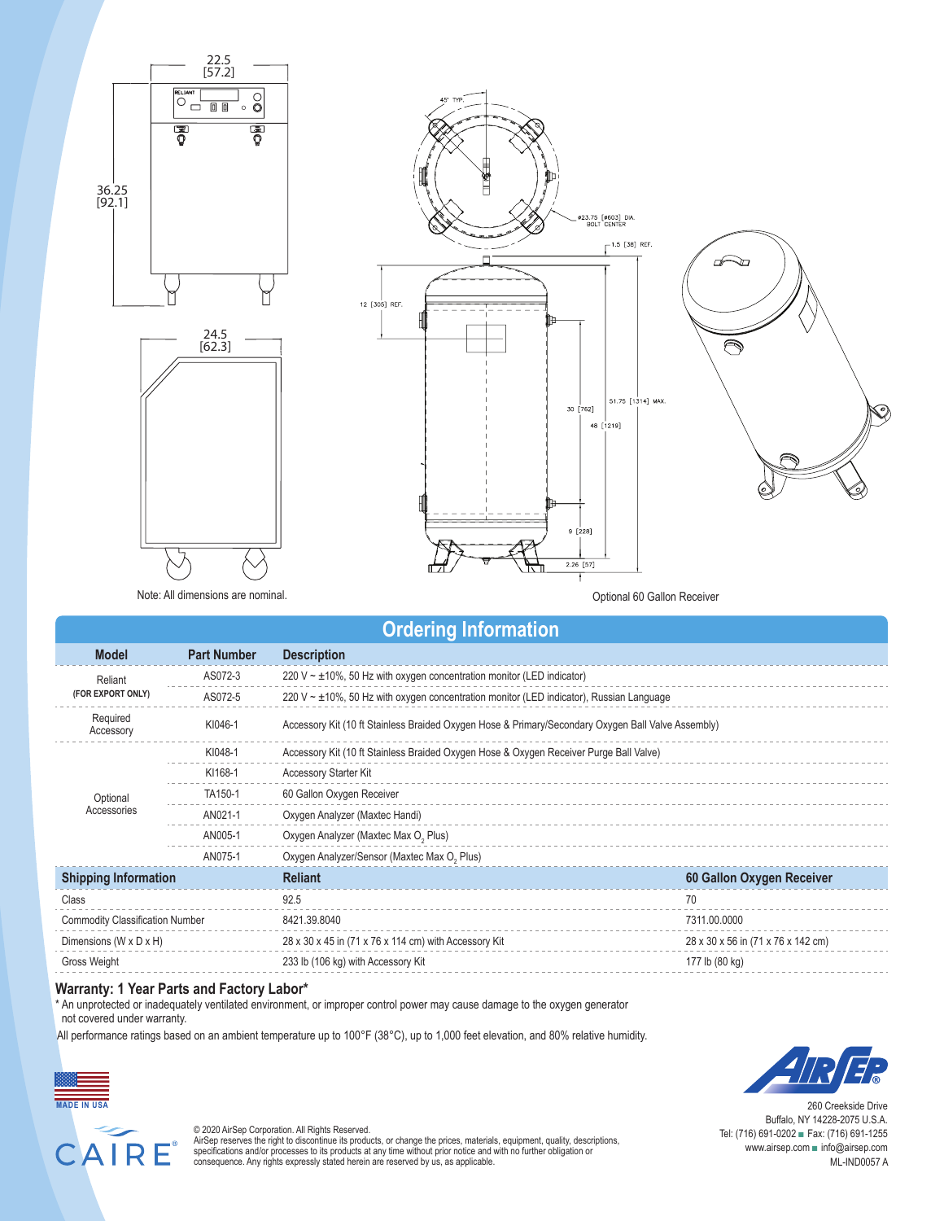22.5
[57.2]

36.25
[92.1]

24.5
[62.3]

Note: All dimensions are nominal.

45° TYP.

⌀23.75 [⌀603] DIA. BOLT CENTER

1.5 [38] REF.

12 [305] REF.

30 [762]

48 [1219]

51.75 [1314] MAX.

9 [228]

2.26 [57]

Optional 60 Gallon Receiver

## Ordering Information

| Model | Part Number | Description |
|---|---|---|
| Reliant **(FOR EXPORT ONLY)** | AS072-3 | 220 V ~ ±10%, 50 Hz with oxygen concentration monitor (LED indicator) |
| | AS072-5 | 220 V ~ ±10%, 50 Hz with oxygen concentration monitor (LED indicator), Russian Language |
| Required Accessory | KI046-1 | Accessory Kit (10 ft Stainless Braided Oxygen Hose & Primary/Secondary Oxygen Ball Valve Assembly) |
| Optional Accessories | KI048-1 | Accessory Kit (10 ft Stainless Braided Oxygen Hose & Oxygen Receiver Purge Ball Valve) |
| | KI168-1 | Accessory Starter Kit |
| | TA150-1 | 60 Gallon Oxygen Receiver |
| | AN021-1 | Oxygen Analyzer (Maxtec Handi) |
| | AN005-1 | Oxygen Analyzer (Maxtec Max $O_2$ Plus) |
| | AN075-1 | Oxygen Analyzer/Sensor (Maxtec Max $O_2$ Plus) |

| Shipping Information | Reliant | 60 Gallon Oxygen Receiver |
|---|---|---|
| Class | 92.5 | 70 |
| Commodity Classification Number | 8421.39.8040 | 7311.00.0000 |
| Dimensions (W x D x H) | 28 x 30 x 45 in (71 x 76 x 114 cm) with Accessory Kit | 28 x 30 x 56 in (71 x 76 x 142 cm) |
| Gross Weight | 233 lb (106 kg) with Accessory Kit | 177 lb (80 kg) |

**Warranty: 1 Year Parts and Factory Labor***

* An unprotected or inadequately ventilated environment, or improper control power may cause damage to the oxygen generator not covered under warranty.

All performance ratings based on an ambient temperature up to 100°F (38°C), up to 1,000 feet elevation, and 80% relative humidity.

MADE IN USA

© 2020 AirSep Corporation. All Rights Reserved.
AirSep reserves the right to discontinue its products, or change the prices, materials, equipment, quality, descriptions, specifications and/or processes to its products at any time without prior notice and with no further obligation or consequence. Any rights expressly stated herein are reserved by us, as applicable.

260 Creekside Drive
Buffalo, NY 14228-2075 U.S.A.
Tel: (716) 691-0202 ■ Fax: (716) 691-1255
www.airsep.com ■ info@airsep.com
ML-IND0057 A